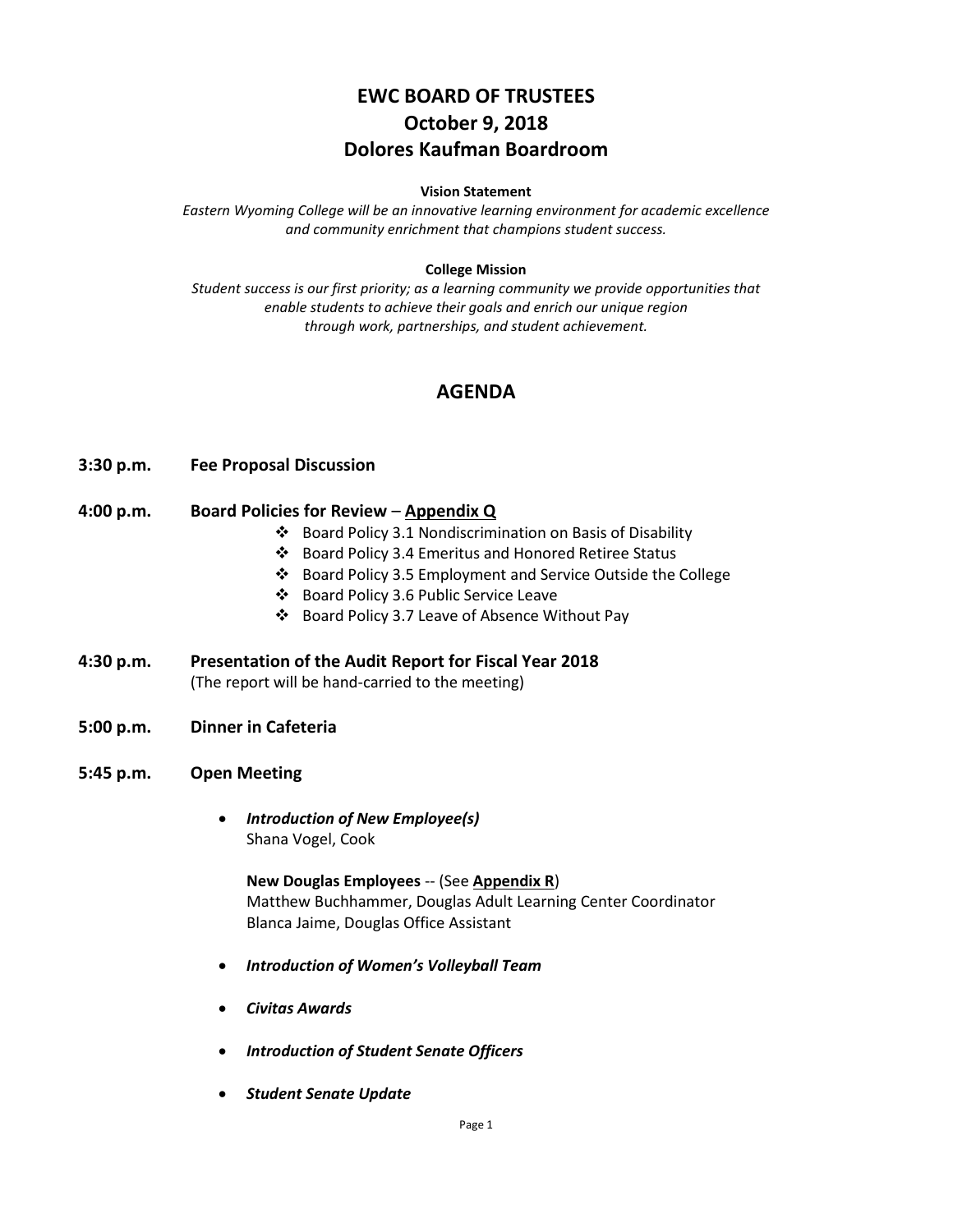# EWC BOARD OF TRUSTEES
## October 9, 2018
## Dolores Kaufman Boardroom

**Vision Statement**

*Eastern Wyoming College will be an innovative learning environment for academic excellence and community enrichment that champions student success.*

**College Mission**

*Student success is our first priority; as a learning community we provide opportunities that enable students to achieve their goals and enrich our unique region through work, partnerships, and student achievement.*

## AGENDA

**3:30 p.m.** **Fee Proposal Discussion**

**4:00 p.m.** **Board Policies for Review – Appendix Q**

- Board Policy 3.1 Nondiscrimination on Basis of Disability
- Board Policy 3.4 Emeritus and Honored Retiree Status
- Board Policy 3.5 Employment and Service Outside the College
- Board Policy 3.6 Public Service Leave
- Board Policy 3.7 Leave of Absence Without Pay

**4:30 p.m.** **Presentation of the Audit Report for Fiscal Year 2018**
(The report will be hand-carried to the meeting)

**5:00 p.m.** **Dinner in Cafeteria**

**5:45 p.m.** **Open Meeting**

- ***Introduction of New Employee(s)***
  Shana Vogel, Cook

  **New Douglas Employees** -- (See **Appendix R**)
  Matthew Buchhammer, Douglas Adult Learning Center Coordinator
  Blanca Jaime, Douglas Office Assistant

- ***Introduction of Women's Volleyball Team***
- ***Civitas Awards***
- ***Introduction of Student Senate Officers***
- ***Student Senate Update***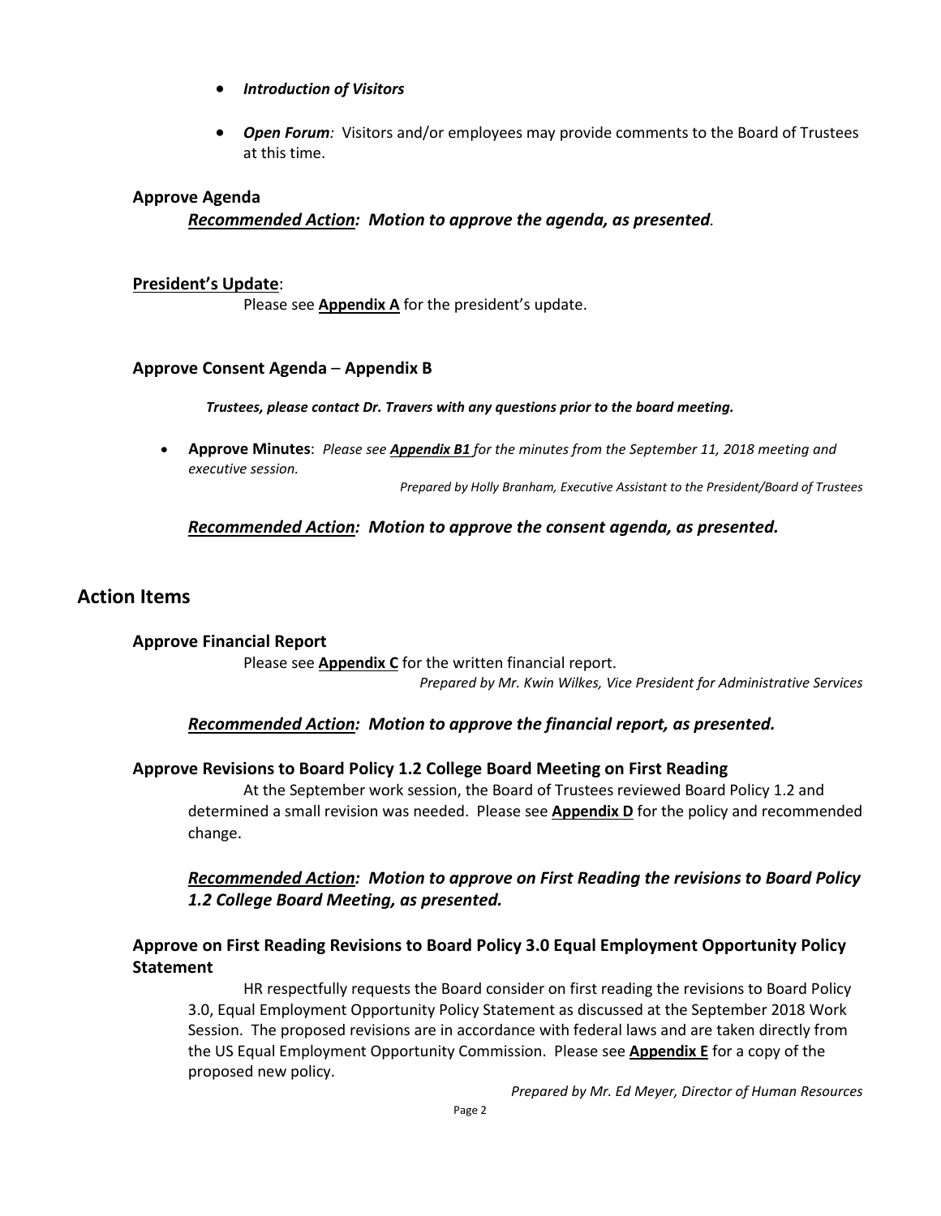- ***Introduction of Visitors***

- ***Open Forum****:* Visitors and/or employees may provide comments to the Board of Trustees at this time.

### Approve Agenda

***Recommended Action:** **Motion to approve the agenda, as presented**.*

### President's Update:

Please see **Appendix A** for the president's update.

### Approve Consent Agenda – Appendix B

***Trustees, please contact Dr. Travers with any questions prior to the board meeting.***

- **Approve Minutes**: *Please see **Appendix B1** for the minutes from the September 11, 2018 meeting and executive session.*

  *Prepared by Holly Branham, Executive Assistant to the President/Board of Trustees*

***Recommended Action: Motion to approve the consent agenda, as presented.***

## Action Items

### Approve Financial Report

Please see **Appendix C** for the written financial report.

*Prepared by Mr. Kwin Wilkes, Vice President for Administrative Services*

***Recommended Action: Motion to approve the financial report, as presented.***

### Approve Revisions to Board Policy 1.2 College Board Meeting on First Reading

At the September work session, the Board of Trustees reviewed Board Policy 1.2 and determined a small revision was needed. Please see **Appendix D** for the policy and recommended change.

***Recommended Action: Motion to approve on First Reading the revisions to Board Policy 1.2 College Board Meeting, as presented.***

### Approve on First Reading Revisions to Board Policy 3.0 Equal Employment Opportunity Policy Statement

HR respectfully requests the Board consider on first reading the revisions to Board Policy 3.0, Equal Employment Opportunity Policy Statement as discussed at the September 2018 Work Session. The proposed revisions are in accordance with federal laws and are taken directly from the US Equal Employment Opportunity Commission. Please see **Appendix E** for a copy of the proposed new policy.

*Prepared by Mr. Ed Meyer, Director of Human Resources*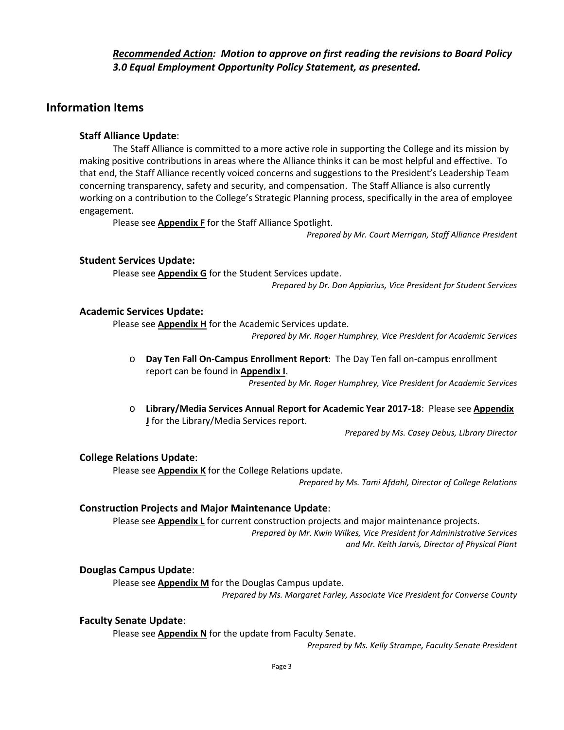***Recommended Action:* Motion to approve on first reading the revisions to Board Policy 3.0 Equal Employment Opportunity Policy Statement, as presented.**

## Information Items

### Staff Alliance Update:

The Staff Alliance is committed to a more active role in supporting the College and its mission by making positive contributions in areas where the Alliance thinks it can be most helpful and effective. To that end, the Staff Alliance recently voiced concerns and suggestions to the President's Leadership Team concerning transparency, safety and security, and compensation. The Staff Alliance is also currently working on a contribution to the College's Strategic Planning process, specifically in the area of employee engagement.

Please see **Appendix F** for the Staff Alliance Spotlight.

*Prepared by Mr. Court Merrigan, Staff Alliance President*

### Student Services Update:

Please see **Appendix G** for the Student Services update.

*Prepared by Dr. Don Appiarius, Vice President for Student Services*

### Academic Services Update:

Please see **Appendix H** for the Academic Services update.

*Prepared by Mr. Roger Humphrey, Vice President for Academic Services*

- **Day Ten Fall On-Campus Enrollment Report**: The Day Ten fall on-campus enrollment report can be found in **Appendix I**.

  *Presented by Mr. Roger Humphrey, Vice President for Academic Services*

- **Library/Media Services Annual Report for Academic Year 2017-18**: Please see **Appendix J** for the Library/Media Services report.

  *Prepared by Ms. Casey Debus, Library Director*

### College Relations Update:

Please see **Appendix K** for the College Relations update.

*Prepared by Ms. Tami Afdahl, Director of College Relations*

### Construction Projects and Major Maintenance Update:

Please see **Appendix L** for current construction projects and major maintenance projects.

*Prepared by Mr. Kwin Wilkes, Vice President for Administrative Services and Mr. Keith Jarvis, Director of Physical Plant*

### Douglas Campus Update:

Please see **Appendix M** for the Douglas Campus update.

*Prepared by Ms. Margaret Farley, Associate Vice President for Converse County*

### Faculty Senate Update:

Please see **Appendix N** for the update from Faculty Senate.

*Prepared by Ms. Kelly Strampe, Faculty Senate President*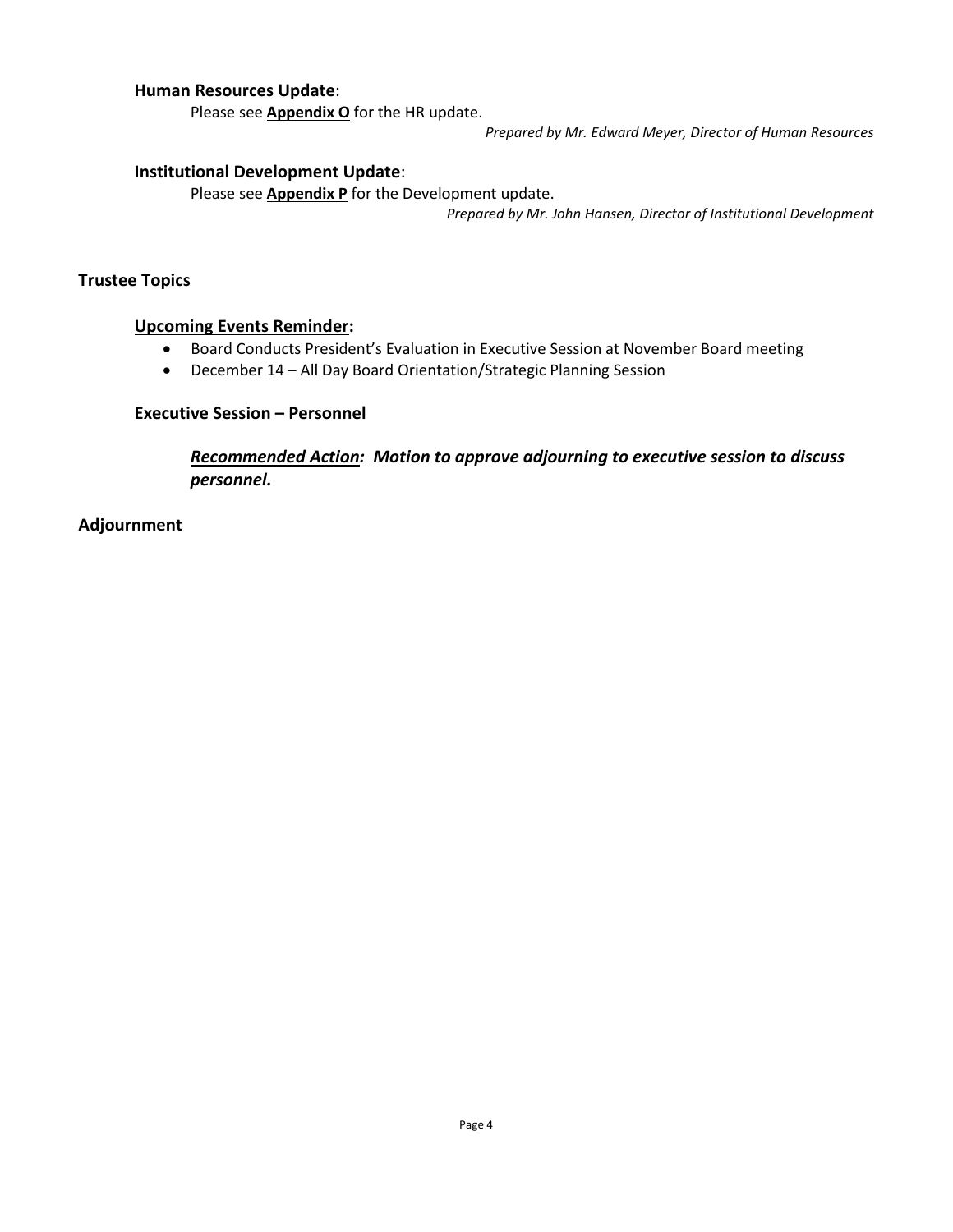### **Human Resources Update**:

Please see **Appendix O** for the HR update.

*Prepared by Mr. Edward Meyer, Director of Human Resources*

### **Institutional Development Update**:

Please see **Appendix P** for the Development update.

*Prepared by Mr. John Hansen, Director of Institutional Development*

## **Trustee Topics**

### **Upcoming Events Reminder:**

- Board Conducts President's Evaluation in Executive Session at November Board meeting
- December 14 – All Day Board Orientation/Strategic Planning Session

### **Executive Session – Personnel**

***Recommended Action:* *Motion to approve adjourning to executive session to discuss personnel.***

## **Adjournment**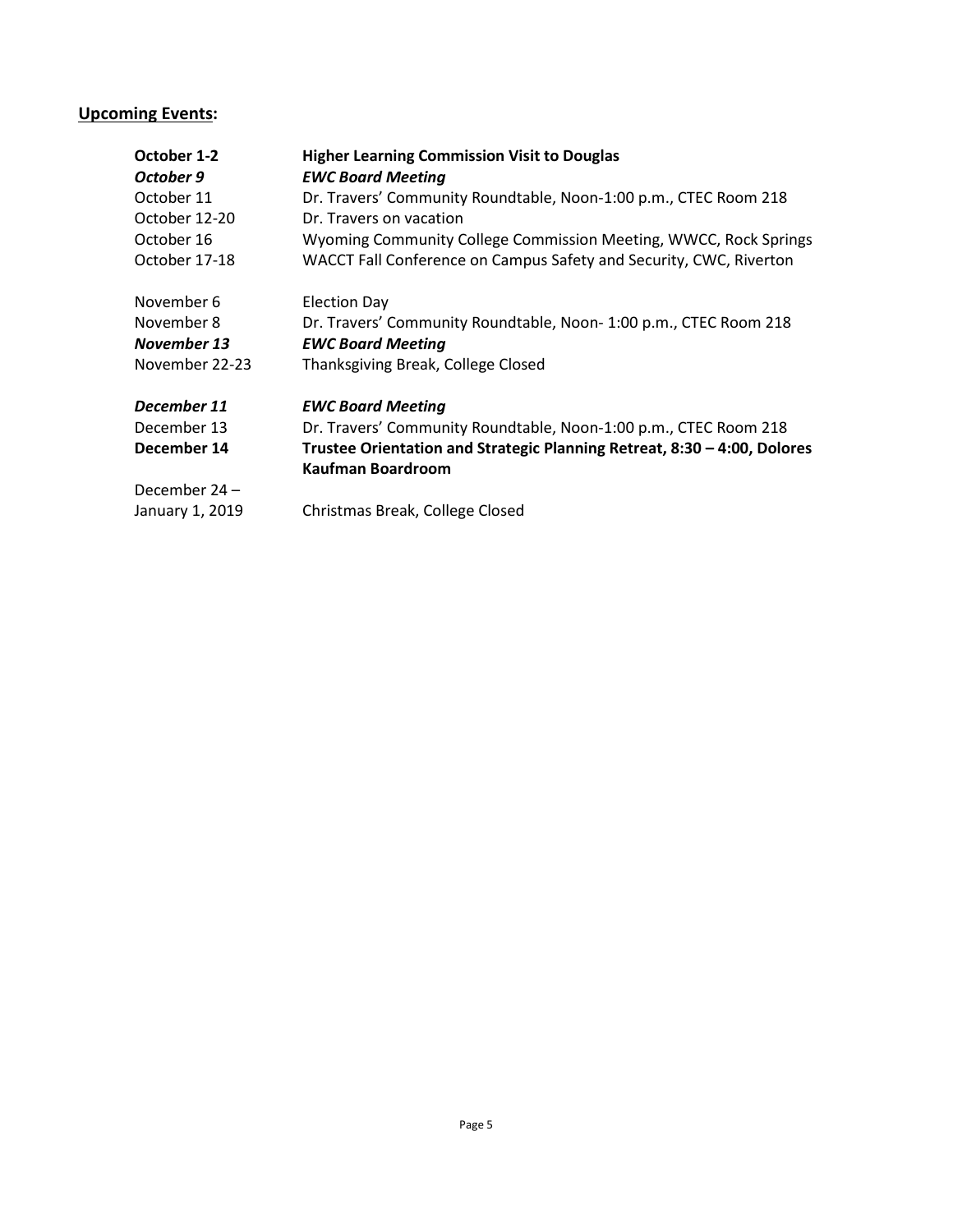**Upcoming Events:**

| | |
|---|---|
| **October 1-2** | **Higher Learning Commission Visit to Douglas** |
| ***October 9*** | ***EWC Board Meeting*** |
| October 11 | Dr. Travers' Community Roundtable, Noon-1:00 p.m., CTEC Room 218 |
| October 12-20 | Dr. Travers on vacation |
| October 16 | Wyoming Community College Commission Meeting, WWCC, Rock Springs |
| October 17-18 | WACCT Fall Conference on Campus Safety and Security, CWC, Riverton |
| November 6 | Election Day |
| November 8 | Dr. Travers' Community Roundtable, Noon- 1:00 p.m., CTEC Room 218 |
| ***November 13*** | ***EWC Board Meeting*** |
| November 22-23 | Thanksgiving Break, College Closed |
| ***December 11*** | ***EWC Board Meeting*** |
| December 13 | Dr. Travers' Community Roundtable, Noon-1:00 p.m., CTEC Room 218 |
| **December 14** | **Trustee Orientation and Strategic Planning Retreat, 8:30 – 4:00, Dolores Kaufman Boardroom** |
| December 24 – January 1, 2019 | Christmas Break, College Closed |